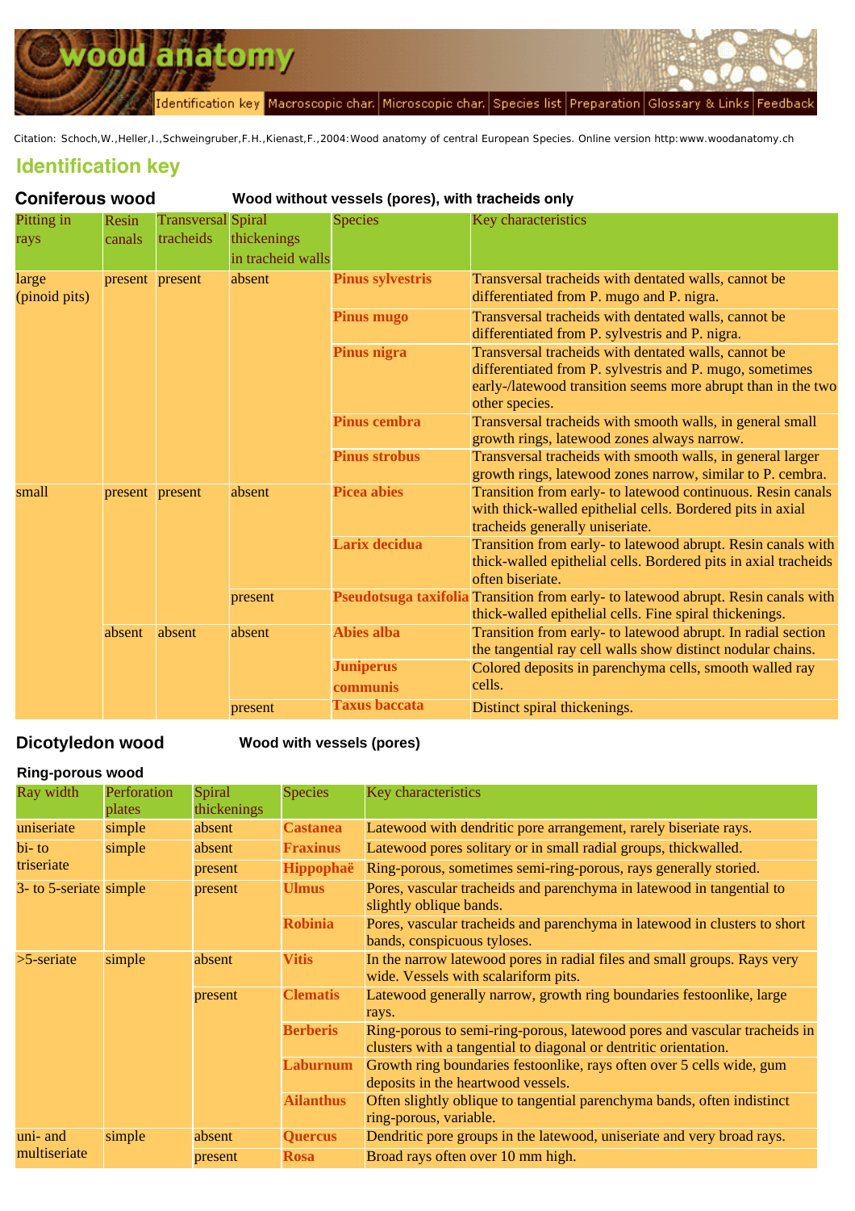wood anatomy

Identification key | Macroscopic char. | Microscopic char. | Species list | Preparation | Glossary & Links | Feedback

Citation: Schoch,W.,Heller,I.,Schweingruber,F.H.,Kienast,F.,2004:Wood anatomy of central European Species. Online version http:www.woodanatomy.ch

# Identification key

## Coniferous wood

**Wood without vessels (pores), with tracheids only**

| Pitting in rays | Resin canals | Transversal tracheids | Spiral thickenings in tracheid walls | Species | Key characteristics |
|---|---|---|---|---|---|
| large (pinoid pits) | present | present | absent | **Pinus sylvestris** | Transversal tracheids with dentated walls, cannot be differentiated from P. mugo and P. nigra. |
| | | | | **Pinus mugo** | Transversal tracheids with dentated walls, cannot be differentiated from P. sylvestris and P. nigra. |
| | | | | **Pinus nigra** | Transversal tracheids with dentated walls, cannot be differentiated from P. sylvestris and P. mugo, sometimes early-/latewood transition seems more abrupt than in the two other species. |
| | | | | **Pinus cembra** | Transversal tracheids with smooth walls, in general small growth rings, latewood zones always narrow. |
| | | | | **Pinus strobus** | Transversal tracheids with smooth walls, in general larger growth rings, latewood zones narrow, similar to P. cembra. |
| small | present | present | absent | **Picea abies** | Transition from early- to latewood continuous. Resin canals with thick-walled epithelial cells. Bordered pits in axial tracheids generally uniseriate. |
| | | | | **Larix decidua** | Transition from early- to latewood abrupt. Resin canals with thick-walled epithelial cells. Bordered pits in axial tracheids often biseriate. |
| | | | present | **Pseudotsuga taxifolia** | Transition from early- to latewood abrupt. Resin canals with thick-walled epithelial cells. Fine spiral thickenings. |
| | absent | absent | absent | **Abies alba** | Transition from early- to latewood abrupt. In radial section the tangential ray cell walls show distinct nodular chains. |
| | | | | **Juniperus communis** | Colored deposits in parenchyma cells, smooth walled ray cells. |
| | | | present | **Taxus baccata** | Distinct spiral thickenings. |

## Dicotyledon wood

**Wood with vessels (pores)**

### Ring-porous wood

| Ray width | Perforation plates | Spiral thickenings | Species | Key characteristics |
|---|---|---|---|---|
| uniseriate | simple | absent | **Castanea** | Latewood with dendritic pore arrangement, rarely biseriate rays. |
| bi- to triseriate | simple | absent | **Fraxinus** | Latewood pores solitary or in small radial groups, thickwalled. |
| | | present | **Hippophaë** | Ring-porous, sometimes semi-ring-porous, rays generally storied. |
| 3- to 5-seriate | simple | present | **Ulmus** | Pores, vascular tracheids and parenchyma in latewood in tangential to slightly oblique bands. |
| | | | **Robinia** | Pores, vascular tracheids and parenchyma in latewood in clusters to short bands, conspicuous tyloses. |
| >5-seriate | simple | absent | **Vitis** | In the narrow latewood pores in radial files and small groups. Rays very wide. Vessels with scalariform pits. |
| | | present | **Clematis** | Latewood generally narrow, growth ring boundaries festoonlike, large rays. |
| | | | **Berberis** | Ring-porous to semi-ring-porous, latewood pores and vascular tracheids in clusters with a tangential to diagonal or dentritic orientation. |
| | | | **Laburnum** | Growth ring boundaries festoonlike, rays often over 5 cells wide, gum deposits in the heartwood vessels. |
| | | | **Ailanthus** | Often slightly oblique to tangential parenchyma bands, often indistinct ring-porous, variable. |
| uni- and multiseriate | simple | absent | **Quercus** | Dendritic pore groups in the latewood, uniseriate and very broad rays. |
| | | present | **Rosa** | Broad rays often over 10 mm high. |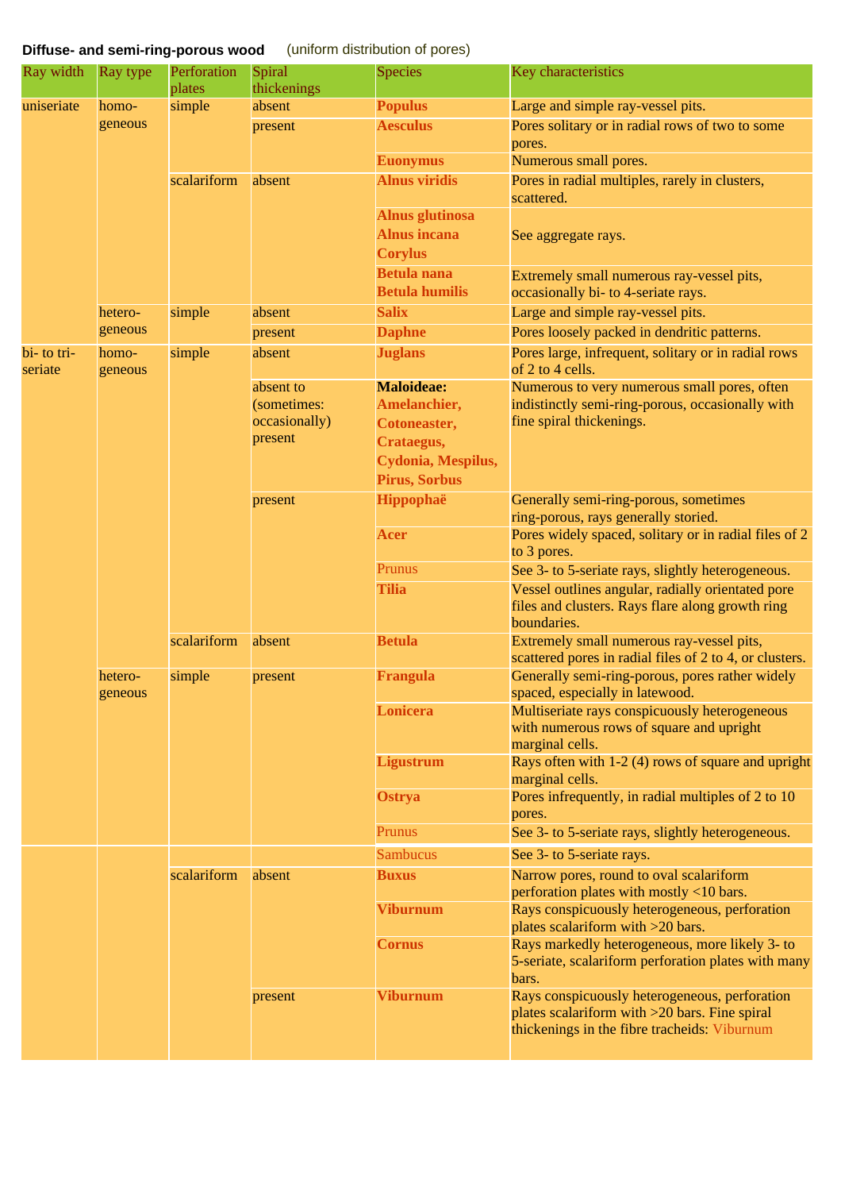**Diffuse- and semi-ring-porous wood** (uniform distribution of pores)

| Ray width | Ray type | Perforation plates | Spiral thickenings | Species | Key characteristics |
|---|---|---|---|---|---|
| uniseriate | homo-geneous | simple | absent | **Populus** | Large and simple ray-vessel pits. |
| | | | present | **Aesculus** | Pores solitary or in radial rows of two to some pores. |
| | | | | **Euonymus** | Numerous small pores. |
| | | scalariform | absent | **Alnus viridis** | Pores in radial multiples, rarely in clusters, scattered. |
| | | | | **Alnus glutinosa Alnus incana Corylus** | See aggregate rays. |
| | | | | **Betula nana Betula humilis** | Extremely small numerous ray-vessel pits, occasionally bi- to 4-seriate rays. |
| | hetero-geneous | simple | absent | **Salix** | Large and simple ray-vessel pits. |
| | | | present | **Daphne** | Pores loosely packed in dendritic patterns. |
| bi- to tri-seriate | homo-geneous | simple | absent | **Juglans** | Pores large, infrequent, solitary or in radial rows of 2 to 4 cells. |
| | | | absent to (sometimes: occasionally) present | **Maloideae: Amelanchier, Cotoneaster, Crataegus, Cydonia, Mespilus, Pirus, Sorbus** | Numerous to very numerous small pores, often indistinctly semi-ring-porous, occasionally with fine spiral thickenings. |
| | | | present | **Hippophaë** | Generally semi-ring-porous, sometimes ring-porous, rays generally storied. |
| | | | | **Acer** | Pores widely spaced, solitary or in radial files of 2 to 3 pores. |
| | | | | Prunus | See 3- to 5-seriate rays, slightly heterogeneous. |
| | | | | **Tilia** | Vessel outlines angular, radially orientated pore files and clusters. Rays flare along growth ring boundaries. |
| | | scalariform | absent | **Betula** | Extremely small numerous ray-vessel pits, scattered pores in radial files of 2 to 4, or clusters. |
| | hetero-geneous | simple | present | **Frangula** | Generally semi-ring-porous, pores rather widely spaced, especially in latewood. |
| | | | | **Lonicera** | Multiseriate rays conspicuously heterogeneous with numerous rows of square and upright marginal cells. |
| | | | | **Ligustrum** | Rays often with 1-2 (4) rows of square and upright marginal cells. |
| | | | | **Ostrya** | Pores infrequently, in radial multiples of 2 to 10 pores. |
| | | | | Prunus | See 3- to 5-seriate rays, slightly heterogeneous. |
| | | | | Sambucus | See 3- to 5-seriate rays. |
| | | scalariform | absent | **Buxus** | Narrow pores, round to oval scalariform perforation plates with mostly <10 bars. |
| | | | | **Viburnum** | Rays conspicuously heterogeneous, perforation plates scalariform with >20 bars. |
| | | | | **Cornus** | Rays markedly heterogeneous, more likely 3- to 5-seriate, scalariform perforation plates with many bars. |
| | | | present | **Viburnum** | Rays conspicuously heterogeneous, perforation plates scalariform with >20 bars. Fine spiral thickenings in the fibre tracheids: Viburnum |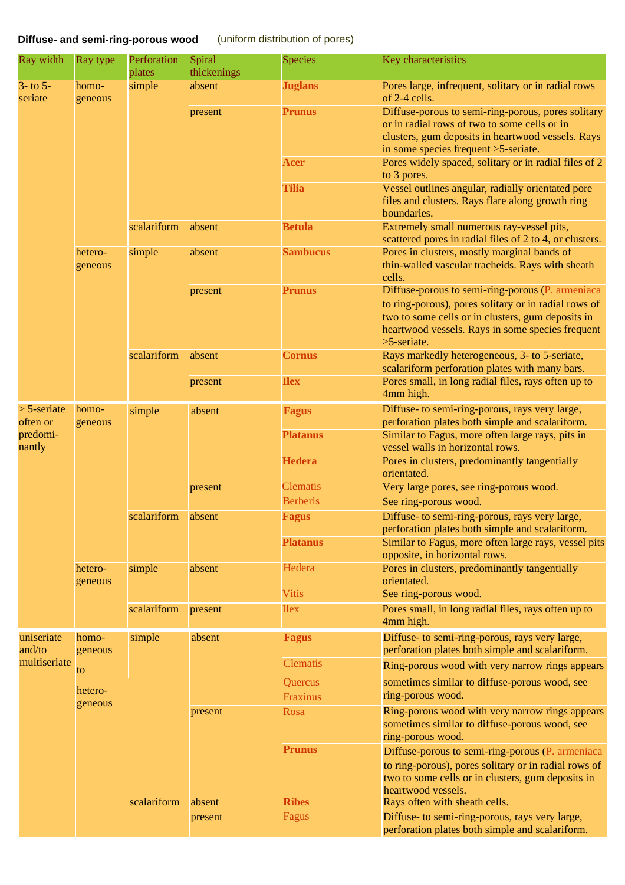**Diffuse- and semi-ring-porous wood** (uniform distribution of pores)

| Ray width | Ray type | Perforation plates | Spiral thickenings | Species | Key characteristics |
|---|---|---|---|---|---|
| 3- to 5-seriate | homo-geneous | simple | absent | **Juglans** | Pores large, infrequent, solitary or in radial rows of 2-4 cells. |
| | | | present | **Prunus** | Diffuse-porous to semi-ring-porous, pores solitary or in radial rows of two to some cells or in clusters, gum deposits in heartwood vessels. Rays in some species frequent >5-seriate. |
| | | | | **Acer** | Pores widely spaced, solitary or in radial files of 2 to 3 pores. |
| | | | | **Tilia** | Vessel outlines angular, radially orientated pore files and clusters. Rays flare along growth ring boundaries. |
| | | scalariform | absent | **Betula** | Extremely small numerous ray-vessel pits, scattered pores in radial files of 2 to 4, or clusters. |
| | hetero-geneous | simple | absent | **Sambucus** | Pores in clusters, mostly marginal bands of thin-walled vascular tracheids. Rays with sheath cells. |
| | | | present | **Prunus** | Diffuse-porous to semi-ring-porous (P. armeniaca to ring-porous), pores solitary or in radial rows of two to some cells or in clusters, gum deposits in heartwood vessels. Rays in some species frequent >5-seriate. |
| | | scalariform | absent | **Cornus** | Rays markedly heterogeneous, 3- to 5-seriate, scalariform perforation plates with many bars. |
| | | | present | **Ilex** | Pores small, in long radial files, rays often up to 4mm high. |
| > 5-seriate often or predomi-nantly | homo-geneous | simple | absent | **Fagus** | Diffuse- to semi-ring-porous, rays very large, perforation plates both simple and scalariform. |
| | | | | **Platanus** | Similar to Fagus, more often large rays, pits in vessel walls in horizontal rows. |
| | | | | **Hedera** | Pores in clusters, predominantly tangentially orientated. |
| | | | present | Clematis | Very large pores, see ring-porous wood. |
| | | | | Berberis | See ring-porous wood. |
| | | scalariform | absent | **Fagus** | Diffuse- to semi-ring-porous, rays very large, perforation plates both simple and scalariform. |
| | | | | **Platanus** | Similar to Fagus, more often large rays, vessel pits opposite, in horizontal rows. |
| | hetero-geneous | simple | absent | Hedera | Pores in clusters, predominantly tangentially orientated. |
| | | | | Vitis | See ring-porous wood. |
| | | scalariform | present | Ilex | Pores small, in long radial files, rays often up to 4mm high. |
| uniseriate and/to multiseriate | homo-geneous to hetero-geneous | simple | absent | **Fagus** | Diffuse- to semi-ring-porous, rays very large, perforation plates both simple and scalariform. |
| | | | | Clematis Quercus Fraxinus | Ring-porous wood with very narrow rings appears sometimes similar to diffuse-porous wood, see ring-porous wood. |
| | | | present | Rosa | Ring-porous wood with very narrow rings appears sometimes similar to diffuse-porous wood, see ring-porous wood. |
| | | | | **Prunus** | Diffuse-porous to semi-ring-porous (P. armeniaca to ring-porous), pores solitary or in radial rows of two to some cells or in clusters, gum deposits in heartwood vessels. |
| | | scalariform | absent | **Ribes** | Rays often with sheath cells. |
| | | | present | Fagus | Diffuse- to semi-ring-porous, rays very large, perforation plates both simple and scalariform. |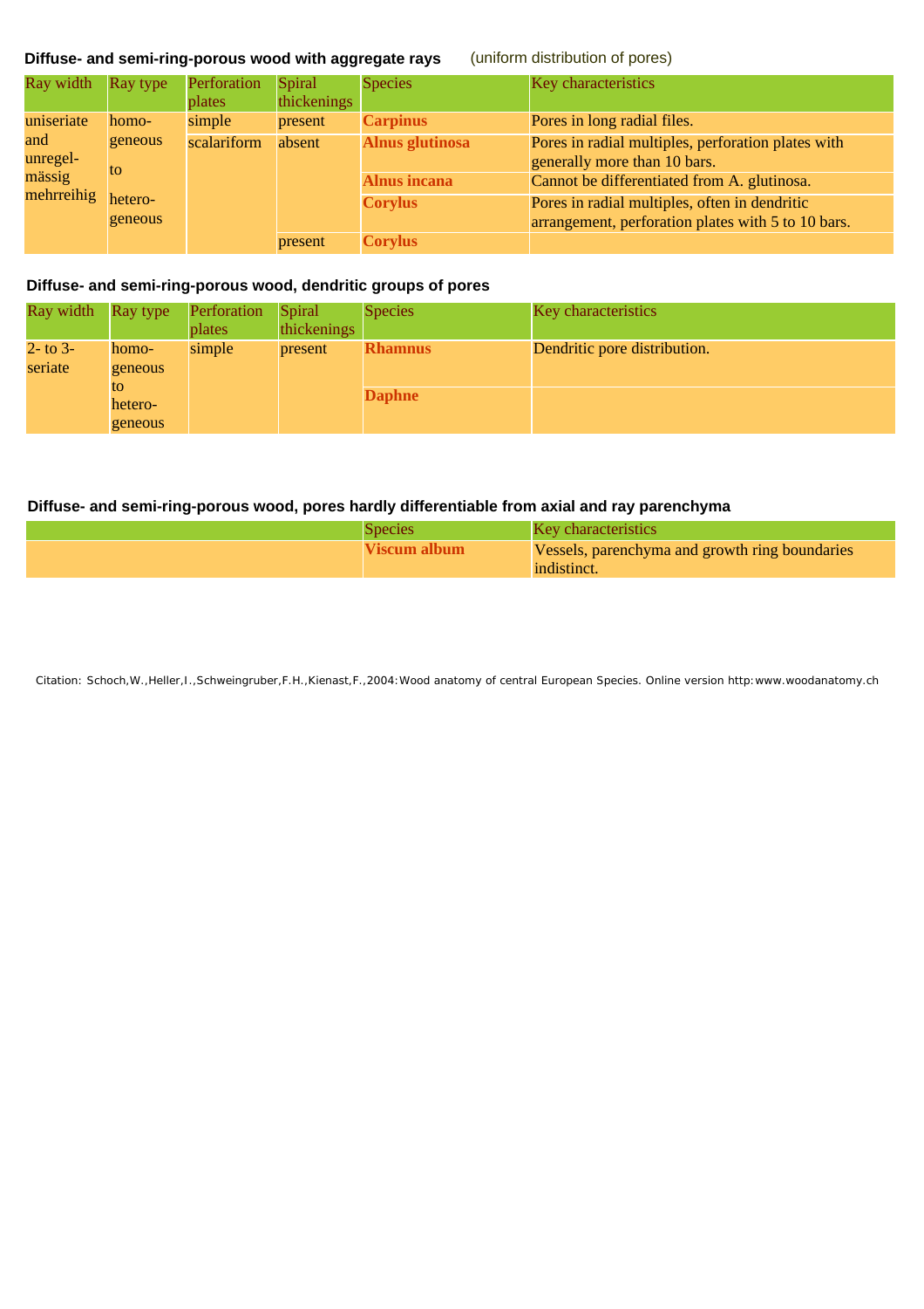**Diffuse- and semi-ring-porous wood with aggregate rays** (uniform distribution of pores)

| Ray width | Ray type | Perforation plates | Spiral thickenings | Species | Key characteristics |
|---|---|---|---|---|---|
| uniseriate and unregel-mässig mehrreihig | homo-geneous to hetero-geneous | simple | present | **Carpinus** | Pores in long radial files. |
| | | scalariform | absent | **Alnus glutinosa** | Pores in radial multiples, perforation plates with generally more than 10 bars. |
| | | | | **Alnus incana** | Cannot be differentiated from A. glutinosa. |
| | | | | **Corylus** | Pores in radial multiples, often in dendritic arrangement, perforation plates with 5 to 10 bars. |
| | | | present | **Corylus** | |

**Diffuse- and semi-ring-porous wood, dendritic groups of pores**

| Ray width | Ray type | Perforation plates | Spiral thickenings | Species | Key characteristics |
|---|---|---|---|---|---|
| 2- to 3-seriate | homo-geneous to hetero-geneous | simple | present | **Rhamnus** | Dendritic pore distribution. |
| | | | | **Daphne** | |

**Diffuse- and semi-ring-porous wood, pores hardly differentiable from axial and ray parenchyma**

| | Species | Key characteristics |
|---|---|---|
| | **Viscum album** | Vessels, parenchyma and growth ring boundaries indistinct. |

Citation: Schoch,W.,Heller,I.,Schweingruber,F.H.,Kienast,F.,2004:Wood anatomy of central European Species. Online version http:www.woodanatomy.ch